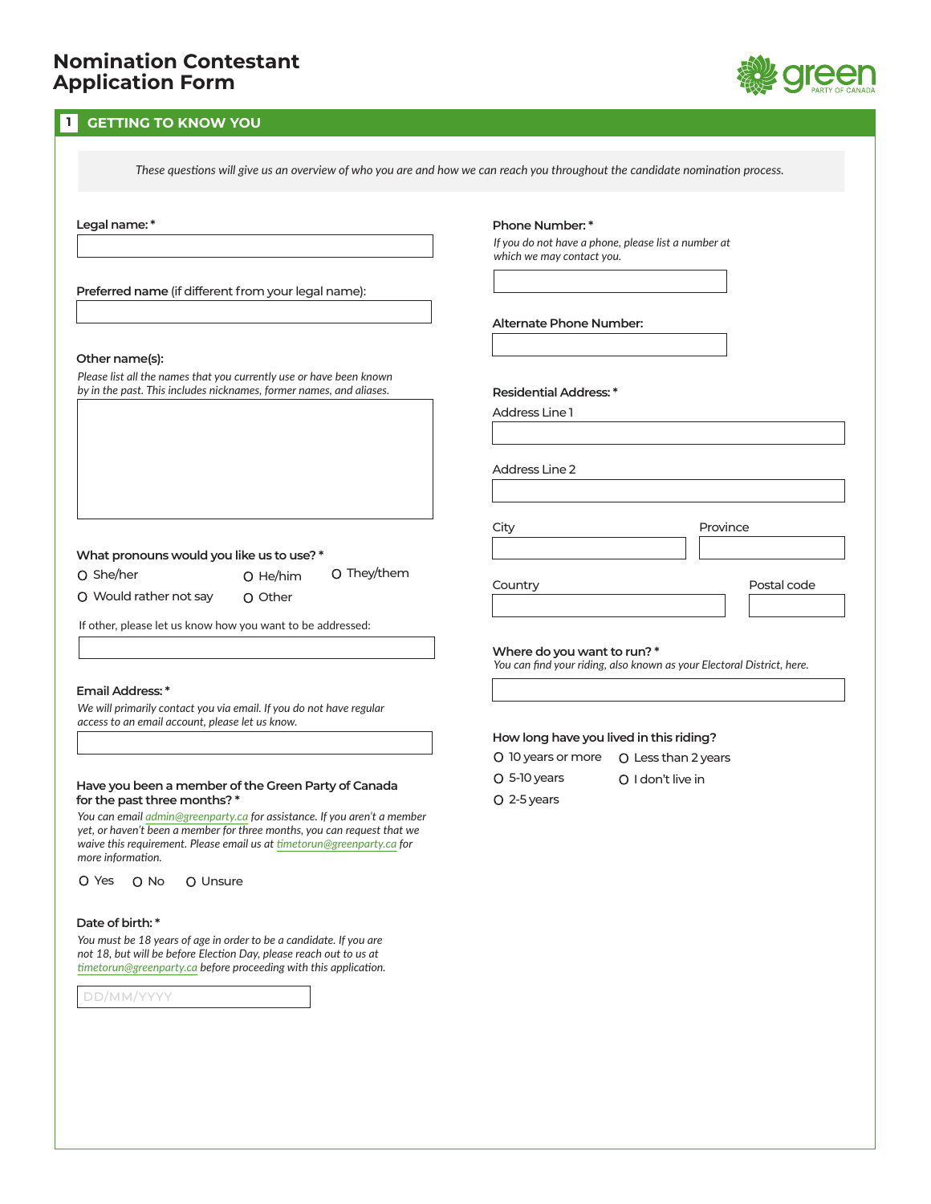# Nomination Contestant Application Form

## 1 GETTING TO KNOW YOU

*These questions will give us an overview of who you are and how we can reach you throughout the candidate nomination process.*

**Legal name:** *

**Preferred name** (if different from your legal name):

**Other name(s):**

*Please list all the names that you currently use or have been known by in the past. This includes nicknames, former names, and aliases.*

**What pronouns would you like us to use?** *

- O She/her
- O He/him
- O They/them
- O Would rather not say
- O Other

If other, please let us know how you want to be addressed:

**Email Address:** *

*We will primarily contact you via email. If you do not have regular access to an email account, please let us know.*

**Have you been a member of the Green Party of Canada for the past three months?** *

*You can email admin@greenparty.ca for assistance. If you aren't a member yet, or haven't been a member for three months, you can request that we waive this requirement. Please email us at timetorun@greenparty.ca for more information.*

- O Yes
- O No
- O Unsure

**Date of birth:** *

*You must be 18 years of age in order to be a candidate. If you are not 18, but will be before Election Day, please reach out to us at timetorun@greenparty.ca before proceeding with this application.*

DD/MM/YYYY

**Phone Number:** *

*If you do not have a phone, please list a number at which we may contact you.*

**Alternate Phone Number:**

**Residential Address:** *

Address Line 1

Address Line 2

City

Province

Country

Postal code

**Where do you want to run?** *

*You can find your riding, also known as your Electoral District, here.*

**How long have you lived in this riding?**

- O 10 years or more
- O Less than 2 years
- O 5-10 years
- O I don't live in
- O 2-5 years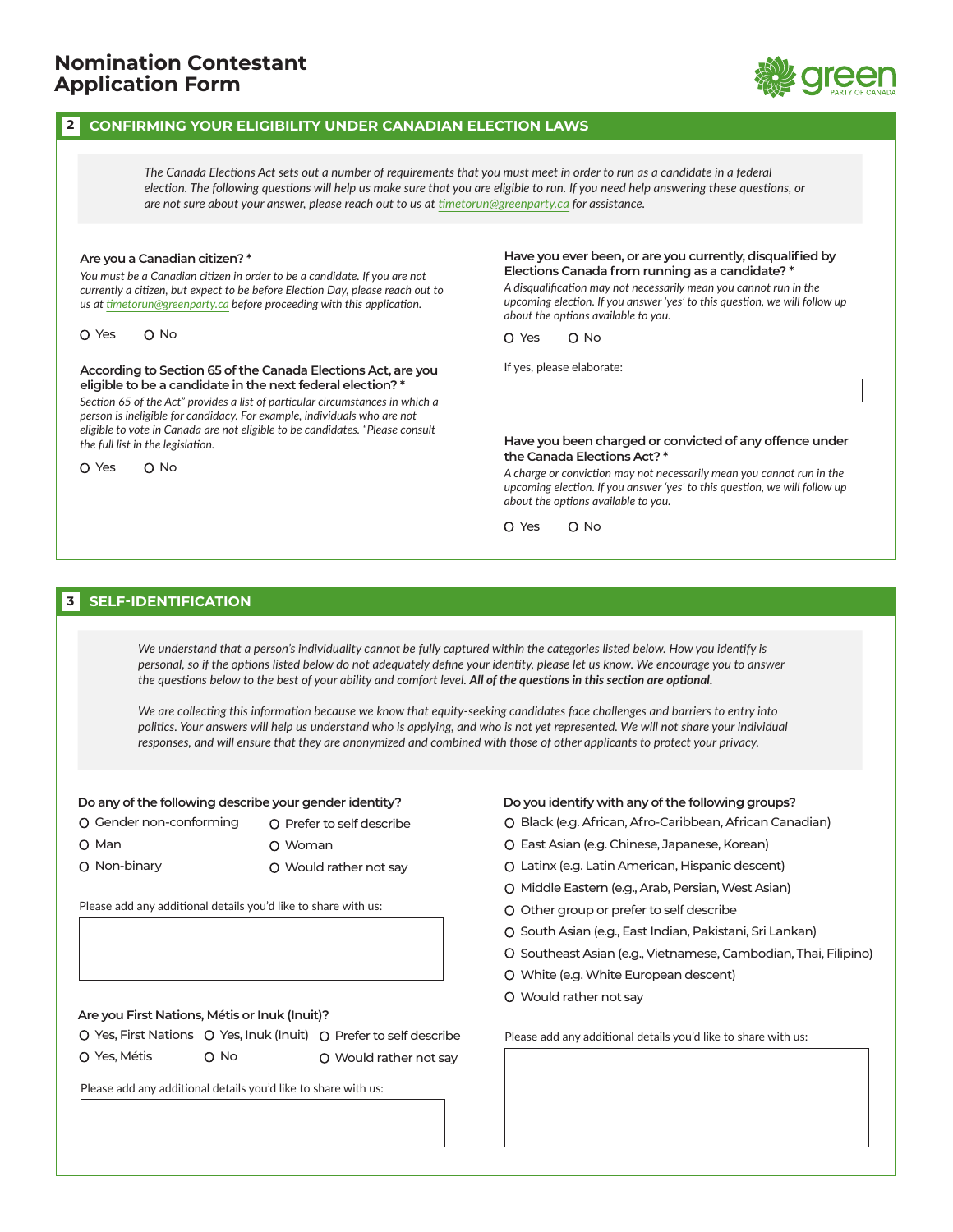# Nomination Contestant Application Form

## 2 CONFIRMING YOUR ELIGIBILITY UNDER CANADIAN ELECTION LAWS

*The Canada Elections Act sets out a number of requirements that you must meet in order to run as a candidate in a federal election. The following questions will help us make sure that you are eligible to run. If you need help answering these questions, or are not sure about your answer, please reach out to us at timetorun@greenparty.ca for assistance.*

**Are you a Canadian citizen? ***

*You must be a Canadian citizen in order to be a candidate. If you are not currently a citizen, but expect to be before Election Day, please reach out to us at timetorun@greenparty.ca before proceeding with this application.*

- O Yes
- O No

**According to Section 65 of the Canada Elections Act, are you eligible to be a candidate in the next federal election? ***

*Section 65 of the Act" provides a list of particular circumstances in which a person is ineligible for candidacy. For example, individuals who are not eligible to vote in Canada are not eligible to be candidates. "Please consult the full list in the legislation.*

- O Yes
- O No

**Have you ever been, or are you currently, disqualified by Elections Canada from running as a candidate? ***

*A disqualification may not necessarily mean you cannot run in the upcoming election. If you answer 'yes' to this question, we will follow up about the options available to you.*

- O Yes
- O No

If yes, please elaborate:

**Have you been charged or convicted of any offence under the Canada Elections Act? ***

*A charge or conviction may not necessarily mean you cannot run in the upcoming election. If you answer 'yes' to this question, we will follow up about the options available to you.*

- O Yes
- O No

## 3 SELF-IDENTIFICATION

*We understand that a person's individuality cannot be fully captured within the categories listed below. How you identify is personal, so if the options listed below do not adequately define your identity, please let us know. We encourage you to answer the questions below to the best of your ability and comfort level.* ***All of the questions in this section are optional.***

*We are collecting this information because we know that equity-seeking candidates face challenges and barriers to entry into politics. Your answers will help us understand who is applying, and who is not yet represented. We will not share your individual responses, and will ensure that they are anonymized and combined with those of other applicants to protect your privacy.*

**Do any of the following describe your gender identity?**

- O Gender non-conforming
- O Man
- O Non-binary
- O Prefer to self describe
- O Woman
- O Would rather not say

Please add any additional details you'd like to share with us:

**Are you First Nations, Métis or Inuk (Inuit)?**

- O Yes, First Nations
- O Yes, Métis
- O Yes, Inuk (Inuit)
- O No
- O Prefer to self describe
- O Would rather not say

Please add any additional details you'd like to share with us:

**Do you identify with any of the following groups?**

- O Black (e.g. African, Afro-Caribbean, African Canadian)
- O East Asian (e.g. Chinese, Japanese, Korean)
- O Latinx (e.g. Latin American, Hispanic descent)
- O Middle Eastern (e.g., Arab, Persian, West Asian)
- O Other group or prefer to self describe
- O South Asian (e.g., East Indian, Pakistani, Sri Lankan)
- O Southeast Asian (e.g., Vietnamese, Cambodian, Thai, Filipino)
- O White (e.g. White European descent)
- O Would rather not say

Please add any additional details you'd like to share with us: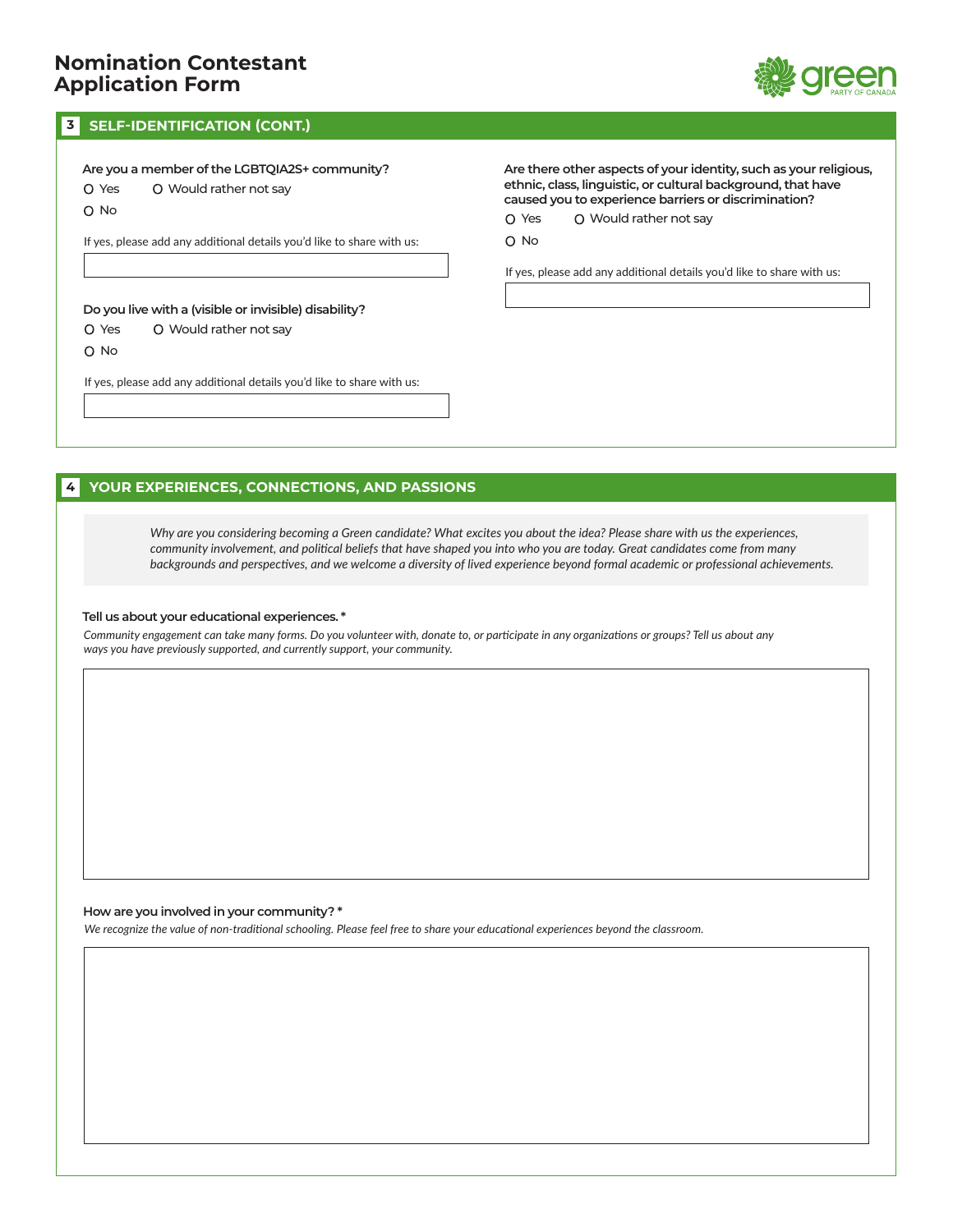# Nomination Contestant Application Form

## 3 SELF-IDENTIFICATION (CONT.)

**Are you a member of the LGBTQIA2S+ community?**

- O Yes
- O Would rather not say
- O No

If yes, please add any additional details you'd like to share with us:

**Do you live with a (visible or invisible) disability?**

- O Yes
- O Would rather not say
- O No

If yes, please add any additional details you'd like to share with us:

**Are there other aspects of your identity, such as your religious, ethnic, class, linguistic, or cultural background, that have caused you to experience barriers or discrimination?**

- O Yes
- O Would rather not say
- O No

If yes, please add any additional details you'd like to share with us:

## 4 YOUR EXPERIENCES, CONNECTIONS, AND PASSIONS

*Why are you considering becoming a Green candidate? What excites you about the idea? Please share with us the experiences, community involvement, and political beliefs that have shaped you into who you are today. Great candidates come from many backgrounds and perspectives, and we welcome a diversity of lived experience beyond formal academic or professional achievements.*

**Tell us about your educational experiences. ***

*Community engagement can take many forms. Do you volunteer with, donate to, or participate in any organizations or groups? Tell us about any ways you have previously supported, and currently support, your community.*

**How are you involved in your community? ***

*We recognize the value of non-traditional schooling. Please feel free to share your educational experiences beyond the classroom.*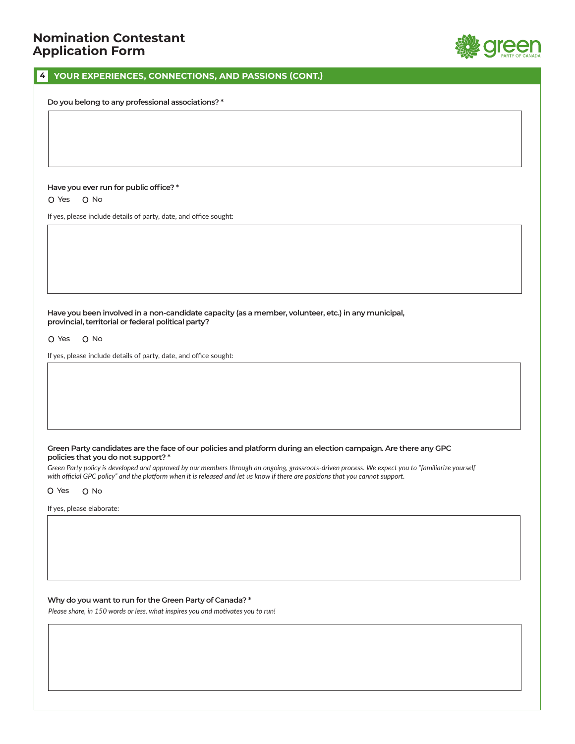# Nomination Contestant Application Form

## 4 YOUR EXPERIENCES, CONNECTIONS, AND PASSIONS (CONT.)

**Do you belong to any professional associations? ***

**Have you ever run for public office? ***

O Yes O No

If yes, please include details of party, date, and office sought:

**Have you been involved in a non-candidate capacity (as a member, volunteer, etc.) in any municipal, provincial, territorial or federal political party?**

O Yes O No

If yes, please include details of party, date, and office sought:

**Green Party candidates are the face of our policies and platform during an election campaign. Are there any GPC policies that you do not support? ***

*Green Party policy is developed and approved by our members through an ongoing, grassroots-driven process. We expect you to "familiarize yourself with official GPC policy" and the platform when it is released and let us know if there are positions that you cannot support.*

O Yes O No

If yes, please elaborate:

**Why do you want to run for the Green Party of Canada? ***

*Please share, in 150 words or less, what inspires you and motivates you to run!*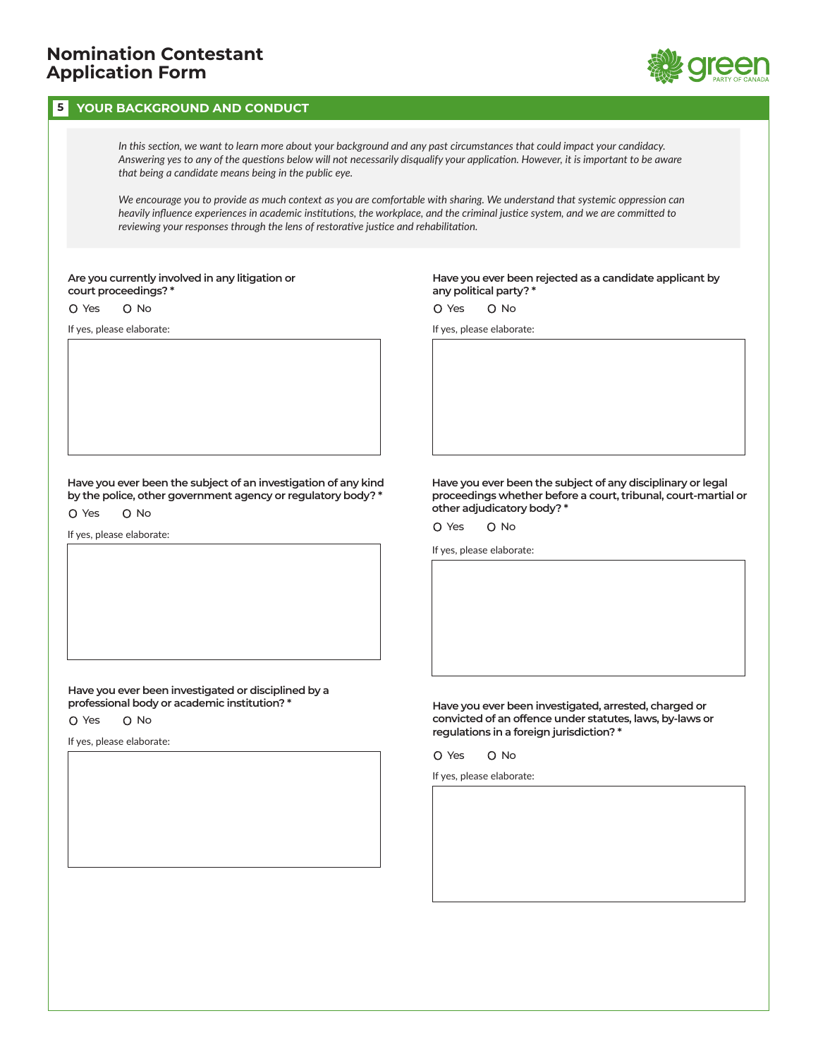# Nomination Contestant Application Form

## 5 YOUR BACKGROUND AND CONDUCT

*In this section, we want to learn more about your background and any past circumstances that could impact your candidacy. Answering yes to any of the questions below will not necessarily disqualify your application. However, it is important to be aware that being a candidate means being in the public eye.*

*We encourage you to provide as much context as you are comfortable with sharing. We understand that systemic oppression can heavily influence experiences in academic institutions, the workplace, and the criminal justice system, and we are committed to reviewing your responses through the lens of restorative justice and rehabilitation.*

**Are you currently involved in any litigation or court proceedings? ***

O Yes O No

If yes, please elaborate:

**Have you ever been the subject of an investigation of any kind by the police, other government agency or regulatory body? ***

O Yes O No

If yes, please elaborate:

**Have you ever been investigated or disciplined by a professional body or academic institution? ***

O Yes O No

If yes, please elaborate:

**Have you ever been rejected as a candidate applicant by any political party? ***

O Yes O No

If yes, please elaborate:

**Have you ever been the subject of any disciplinary or legal proceedings whether before a court, tribunal, court-martial or other adjudicatory body? ***

O Yes O No

If yes, please elaborate:

**Have you ever been investigated, arrested, charged or convicted of an offence under statutes, laws, by-laws or regulations in a foreign jurisdiction? ***

O Yes O No

If yes, please elaborate: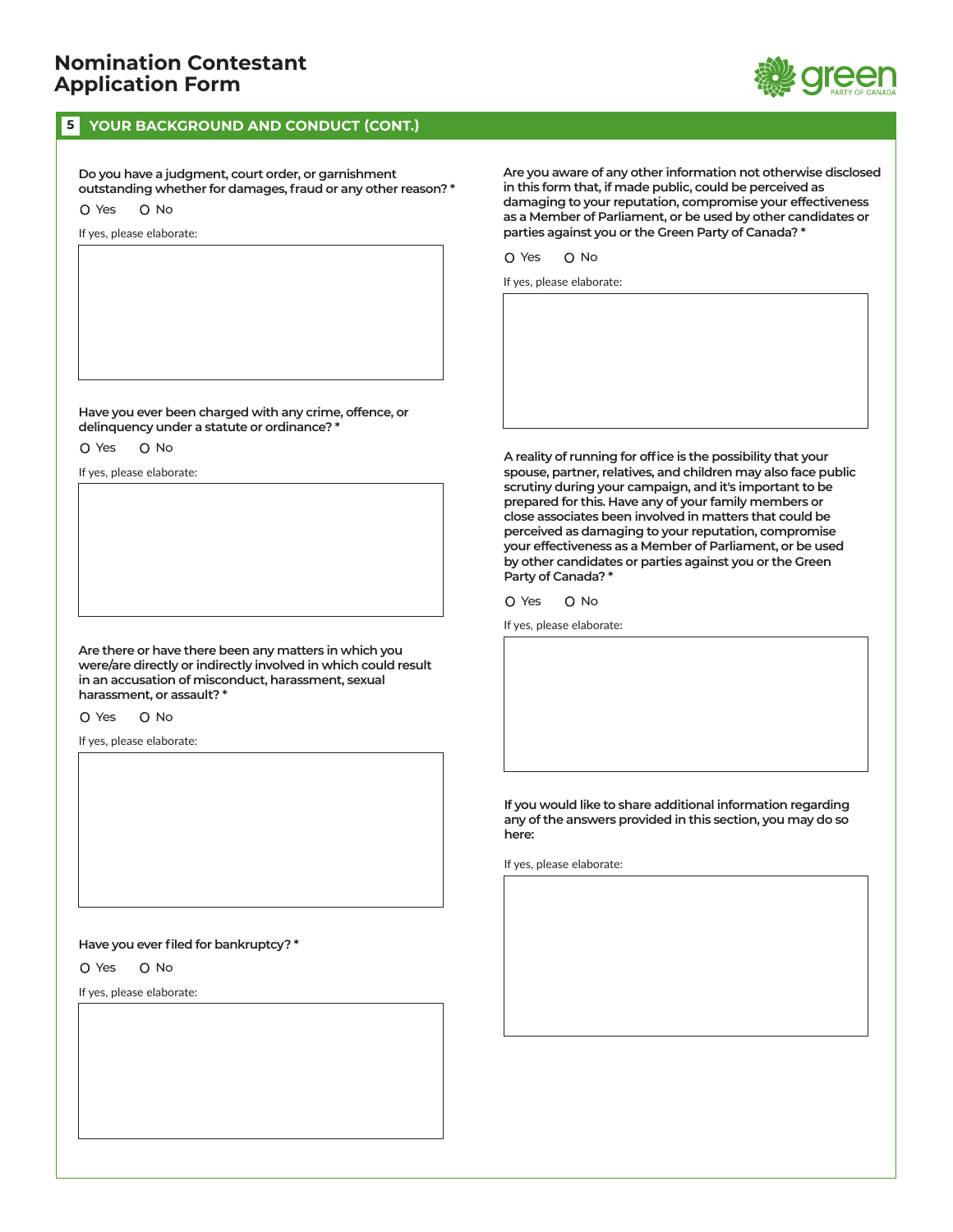# Nomination Contestant Application Form

## 5 YOUR BACKGROUND AND CONDUCT (CONT.)

**Do you have a judgment, court order, or garnishment outstanding whether for damages, fraud or any other reason? ***

O Yes O No

If yes, please elaborate:

**Have you ever been charged with any crime, offence, or delinquency under a statute or ordinance? ***

O Yes O No

If yes, please elaborate:

**Are there or have there been any matters in which you were/are directly or indirectly involved in which could result in an accusation of misconduct, harassment, sexual harassment, or assault? ***

O Yes O No

If yes, please elaborate:

**Have you ever filed for bankruptcy? ***

O Yes O No

If yes, please elaborate:

**Are you aware of any other information not otherwise disclosed in this form that, if made public, could be perceived as damaging to your reputation, compromise your effectiveness as a Member of Parliament, or be used by other candidates or parties against you or the Green Party of Canada? ***

O Yes O No

If yes, please elaborate:

**A reality of running for office is the possibility that your spouse, partner, relatives, and children may also face public scrutiny during your campaign, and it's important to be prepared for this. Have any of your family members or close associates been involved in matters that could be perceived as damaging to your reputation, compromise your effectiveness as a Member of Parliament, or be used by other candidates or parties against you or the Green Party of Canada? ***

O Yes O No

If yes, please elaborate:

**If you would like to share additional information regarding any of the answers provided in this section, you may do so here:**

If yes, please elaborate: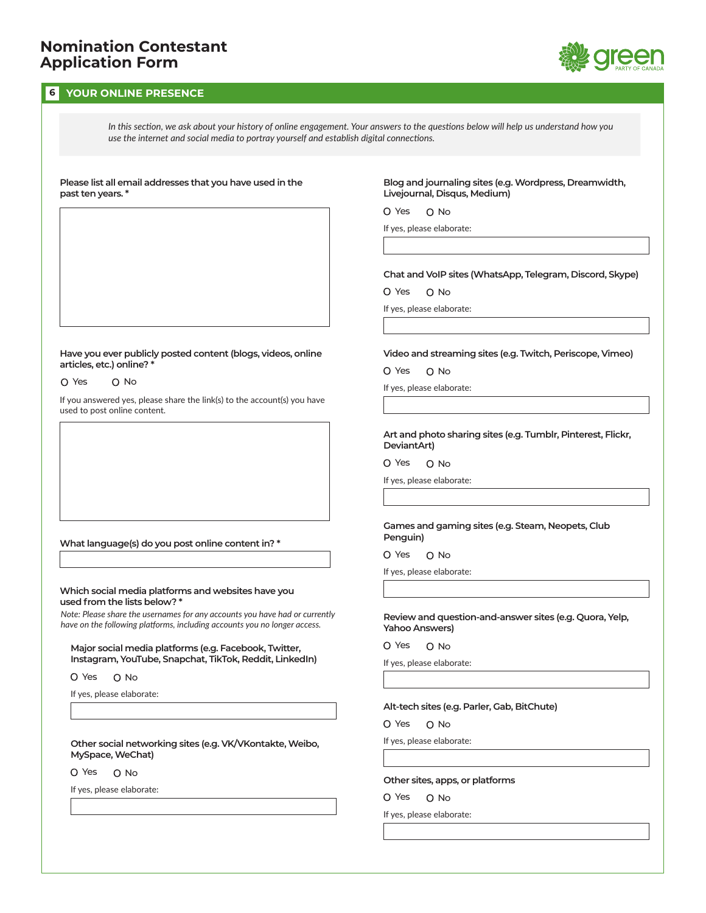# Nomination Contestant Application Form

## 6 YOUR ONLINE PRESENCE

*In this section, we ask about your history of online engagement. Your answers to the questions below will help us understand how you use the internet and social media to portray yourself and establish digital connections.*

**Please list all email addresses that you have used in the past ten years. ***

**Have you ever publicly posted content (blogs, videos, online articles, etc.) online? ***

O Yes O No

If you answered yes, please share the link(s) to the account(s) you have used to post online content.

**What language(s) do you post online content in? ***

**Which social media platforms and websites have you used from the lists below? ***

*Note: Please share the usernames for any accounts you have had or currently have on the following platforms, including accounts you no longer access.*

**Major social media platforms (e.g. Facebook, Twitter, Instagram, YouTube, Snapchat, TikTok, Reddit, LinkedIn)**

O Yes O No

If yes, please elaborate:

**Other social networking sites (e.g. VK/VKontakte, Weibo, MySpace, WeChat)**

O Yes O No

If yes, please elaborate:

**Blog and journaling sites (e.g. Wordpress, Dreamwidth, Livejournal, Disqus, Medium)**

O Yes O No

If yes, please elaborate:

**Chat and VoIP sites (WhatsApp, Telegram, Discord, Skype)**

O Yes O No

If yes, please elaborate:

**Video and streaming sites (e.g. Twitch, Periscope, Vimeo)**

O Yes O No

If yes, please elaborate:

**Art and photo sharing sites (e.g. Tumblr, Pinterest, Flickr, DeviantArt)**

O Yes O No

If yes, please elaborate:

**Games and gaming sites (e.g. Steam, Neopets, Club Penguin)**

O Yes O No

If yes, please elaborate:

**Review and question-and-answer sites (e.g. Quora, Yelp, Yahoo Answers)**

O Yes O No

If yes, please elaborate:

**Alt-tech sites (e.g. Parler, Gab, BitChute)**

O Yes O No

If yes, please elaborate:

**Other sites, apps, or platforms**

O Yes O No

If yes, please elaborate: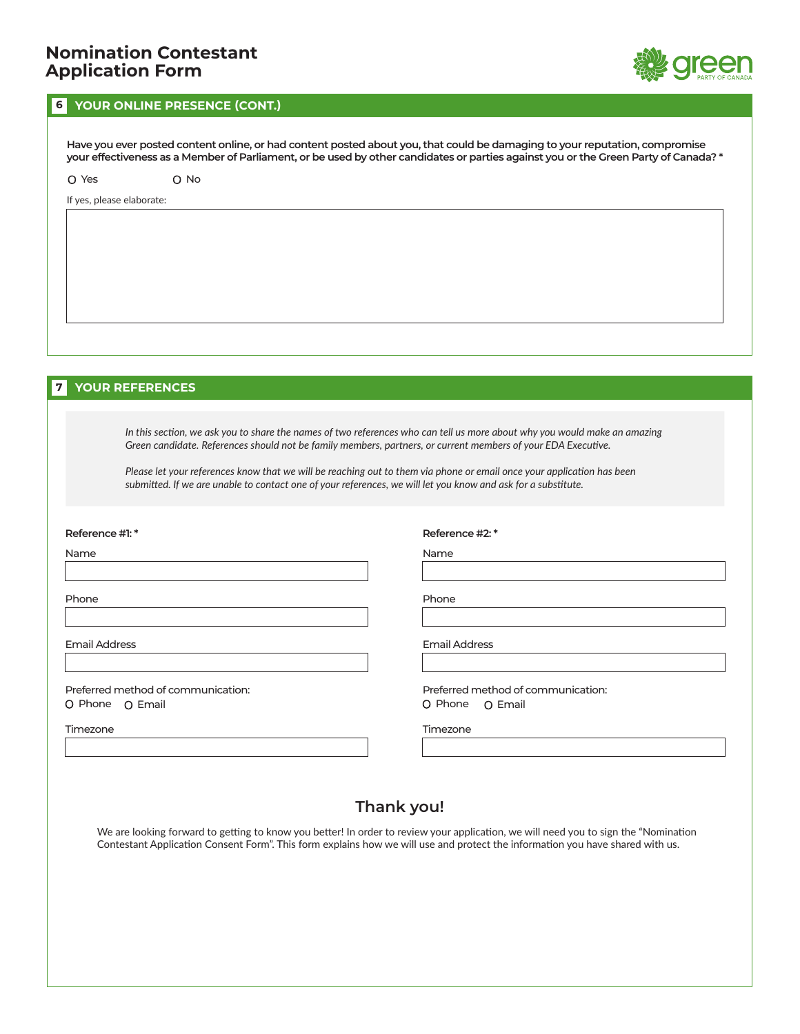# Nomination Contestant Application Form

## 6 YOUR ONLINE PRESENCE (CONT.)

**Have you ever posted content online, or had content posted about you, that could be damaging to your reputation, compromise your effectiveness as a Member of Parliament, or be used by other candidates or parties against you or the Green Party of Canada? \***

O Yes O No

If yes, please elaborate:

## 7 YOUR REFERENCES

*In this section, we ask you to share the names of two references who can tell us more about why you would make an amazing Green candidate. References should not be family members, partners, or current members of your EDA Executive.*

*Please let your references know that we will be reaching out to them via phone or email once your application has been submitted. If we are unable to contact one of your references, we will let you know and ask for a substitute.*

**Reference #1: \***

Name

Phone

Email Address

Preferred method of communication:
O Phone O Email

Timezone

**Reference #2: \***

Name

Phone

Email Address

Preferred method of communication:
O Phone O Email

Timezone

## Thank you!

We are looking forward to getting to know you better! In order to review your application, we will need you to sign the "Nomination Contestant Application Consent Form". This form explains how we will use and protect the information you have shared with us.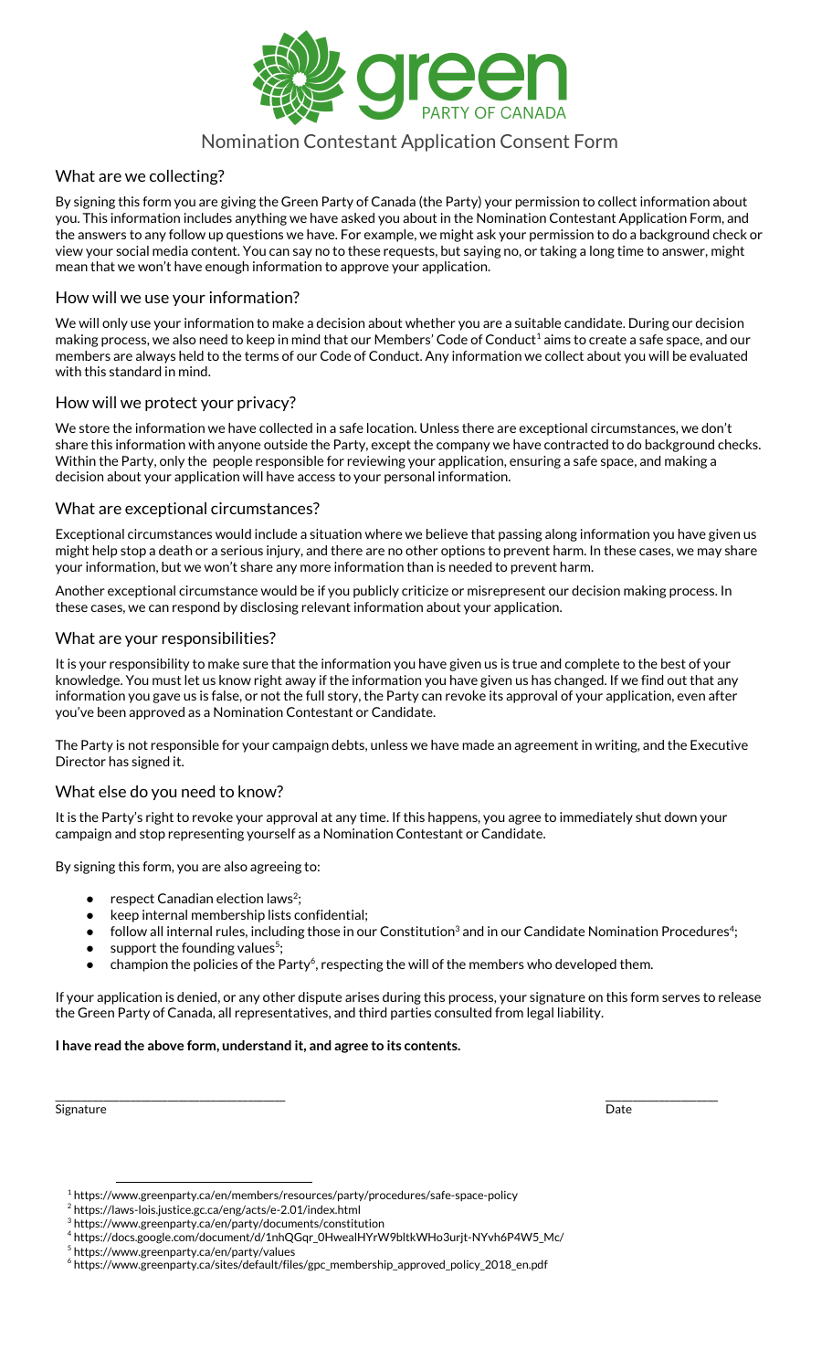# Nomination Contestant Application Consent Form

## What are we collecting?

By signing this form you are giving the Green Party of Canada (the Party) your permission to collect information about you. This information includes anything we have asked you about in the Nomination Contestant Application Form, and the answers to any follow up questions we have. For example, we might ask your permission to do a background check or view your social media content. You can say no to these requests, but saying no, or taking a long time to answer, might mean that we won't have enough information to approve your application.

## How will we use your information?

We will only use your information to make a decision about whether you are a suitable candidate. During our decision making process, we also need to keep in mind that our Members' Code of Conduct[1] aims to create a safe space, and our members are always held to the terms of our Code of Conduct. Any information we collect about you will be evaluated with this standard in mind.

## How will we protect your privacy?

We store the information we have collected in a safe location. Unless there are exceptional circumstances, we don't share this information with anyone outside the Party, except the company we have contracted to do background checks. Within the Party, only the people responsible for reviewing your application, ensuring a safe space, and making a decision about your application will have access to your personal information.

## What are exceptional circumstances?

Exceptional circumstances would include a situation where we believe that passing along information you have given us might help stop a death or a serious injury, and there are no other options to prevent harm. In these cases, we may share your information, but we won't share any more information than is needed to prevent harm.

Another exceptional circumstance would be if you publicly criticize or misrepresent our decision making process. In these cases, we can respond by disclosing relevant information about your application.

## What are your responsibilities?

It is your responsibility to make sure that the information you have given us is true and complete to the best of your knowledge. You must let us know right away if the information you have given us has changed. If we find out that any information you gave us is false, or not the full story, the Party can revoke its approval of your application, even after you've been approved as a Nomination Contestant or Candidate.

The Party is not responsible for your campaign debts, unless we have made an agreement in writing, and the Executive Director has signed it.

## What else do you need to know?

It is the Party's right to revoke your approval at any time. If this happens, you agree to immediately shut down your campaign and stop representing yourself as a Nomination Contestant or Candidate.

By signing this form, you are also agreeing to:

- respect Canadian election laws[2];
- keep internal membership lists confidential;
- follow all internal rules, including those in our Constitution[3] and in our Candidate Nomination Procedures[4];
- support the founding values[5];
- champion the policies of the Party[6], respecting the will of the members who developed them.

If your application is denied, or any other dispute arises during this process, your signature on this form serves to release the Green Party of Canada, all representatives, and third parties consulted from legal liability.

**I have read the above form, understand it, and agree to its contents.**

\_\_\_\_\_\_\_\_\_\_\_\_\_\_\_\_\_\_\_\_\_\_\_\_\_\_\_\_\_\_\_\_ \_\_\_\_\_\_\_\_\_\_\_\_\_\_\_\_
Signature Date

[1] https://www.greenparty.ca/en/members/resources/party/procedures/safe-space-policy
[2] https://laws-lois.justice.gc.ca/eng/acts/e-2.01/index.html
[3] https://www.greenparty.ca/en/party/documents/constitution
[4] https://docs.google.com/document/d/1nhQGqr_0HwealHYrW9bltkWHo3urjt-NYvh6P4W5_Mc/
[5] https://www.greenparty.ca/en/party/values
[6] https://www.greenparty.ca/sites/default/files/gpc_membership_approved_policy_2018_en.pdf